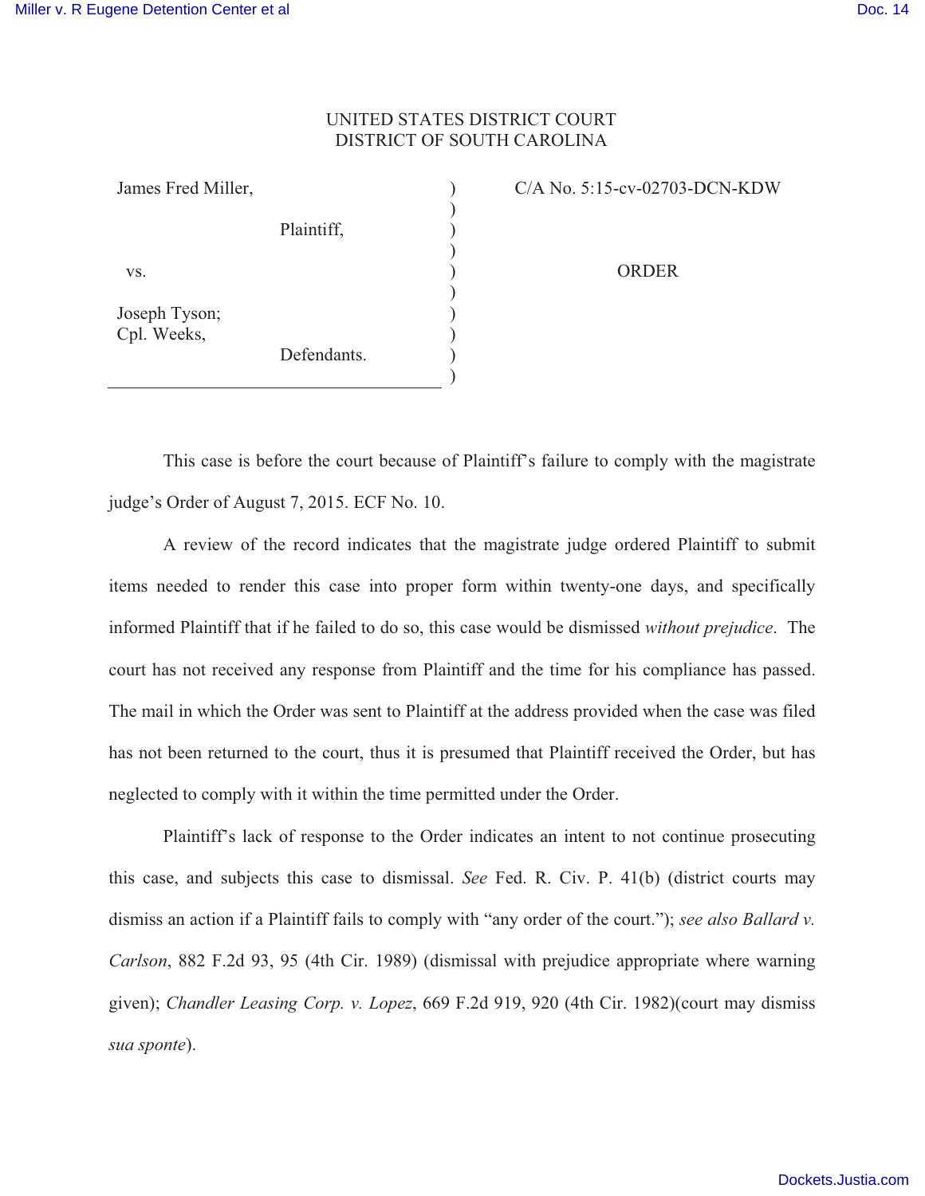UNITED STATES DISTRICT COURT
DISTRICT OF SOUTH CAROLINA

| | | |
|---|---|---|
| James Fred Miller,<br><br>Plaintiff,<br><br>vs.<br><br>Joseph Tyson;<br>Cpl. Weeks,<br><br>Defendants. | ) | C/A No. 5:15-cv-02703-DCN-KDW<br><br><br><br>ORDER |

This case is before the court because of Plaintiff's failure to comply with the magistrate judge's Order of August 7, 2015. ECF No. 10.

A review of the record indicates that the magistrate judge ordered Plaintiff to submit items needed to render this case into proper form within twenty-one days, and specifically informed Plaintiff that if he failed to do so, this case would be dismissed *without prejudice*. The court has not received any response from Plaintiff and the time for his compliance has passed. The mail in which the Order was sent to Plaintiff at the address provided when the case was filed has not been returned to the court, thus it is presumed that Plaintiff received the Order, but has neglected to comply with it within the time permitted under the Order.

Plaintiff's lack of response to the Order indicates an intent to not continue prosecuting this case, and subjects this case to dismissal. *See* Fed. R. Civ. P. 41(b) (district courts may dismiss an action if a Plaintiff fails to comply with "any order of the court."); *see also Ballard v. Carlson*, 882 F.2d 93, 95 (4th Cir. 1989) (dismissal with prejudice appropriate where warning given); *Chandler Leasing Corp. v. Lopez*, 669 F.2d 919, 920 (4th Cir. 1982)(court may dismiss *sua sponte*).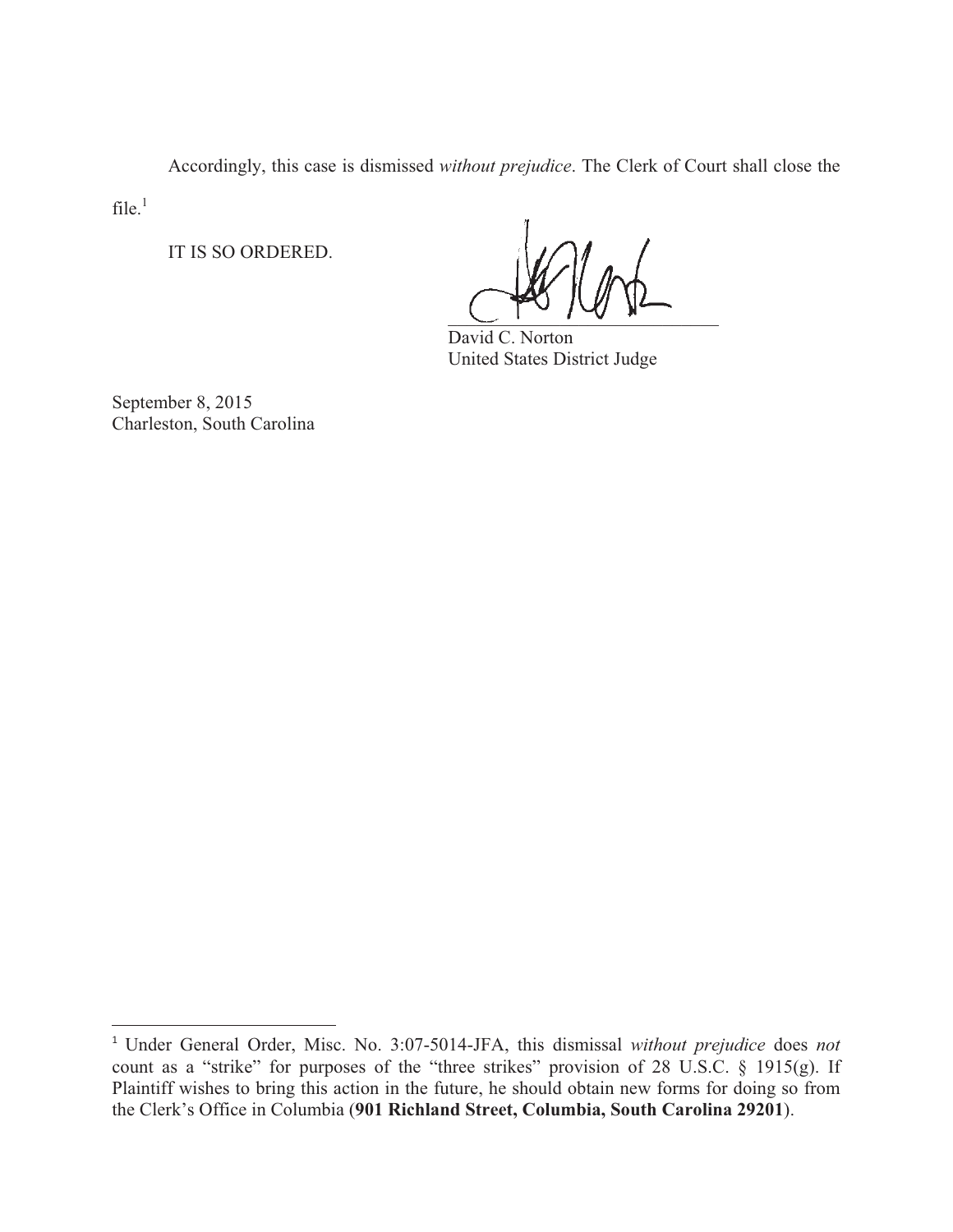Accordingly, this case is dismissed *without prejudice*. The Clerk of Court shall close the file.[1]

IT IS SO ORDERED.

David C. Norton
United States District Judge

September 8, 2015
Charleston, South Carolina

---

[1] Under General Order, Misc. No. 3:07-5014-JFA, this dismissal *without prejudice* does *not* count as a "strike" for purposes of the "three strikes" provision of 28 U.S.C. § 1915(g). If Plaintiff wishes to bring this action in the future, he should obtain new forms for doing so from the Clerk's Office in Columbia (**901 Richland Street, Columbia, South Carolina 29201**).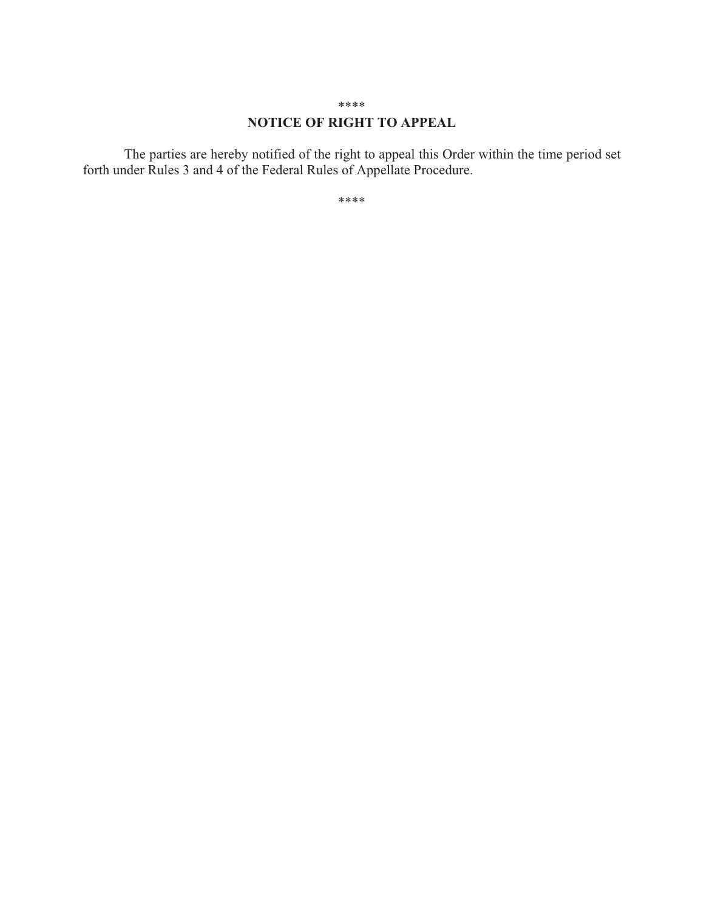****

**NOTICE OF RIGHT TO APPEAL**

The parties are hereby notified of the right to appeal this Order within the time period set forth under Rules 3 and 4 of the Federal Rules of Appellate Procedure.

****